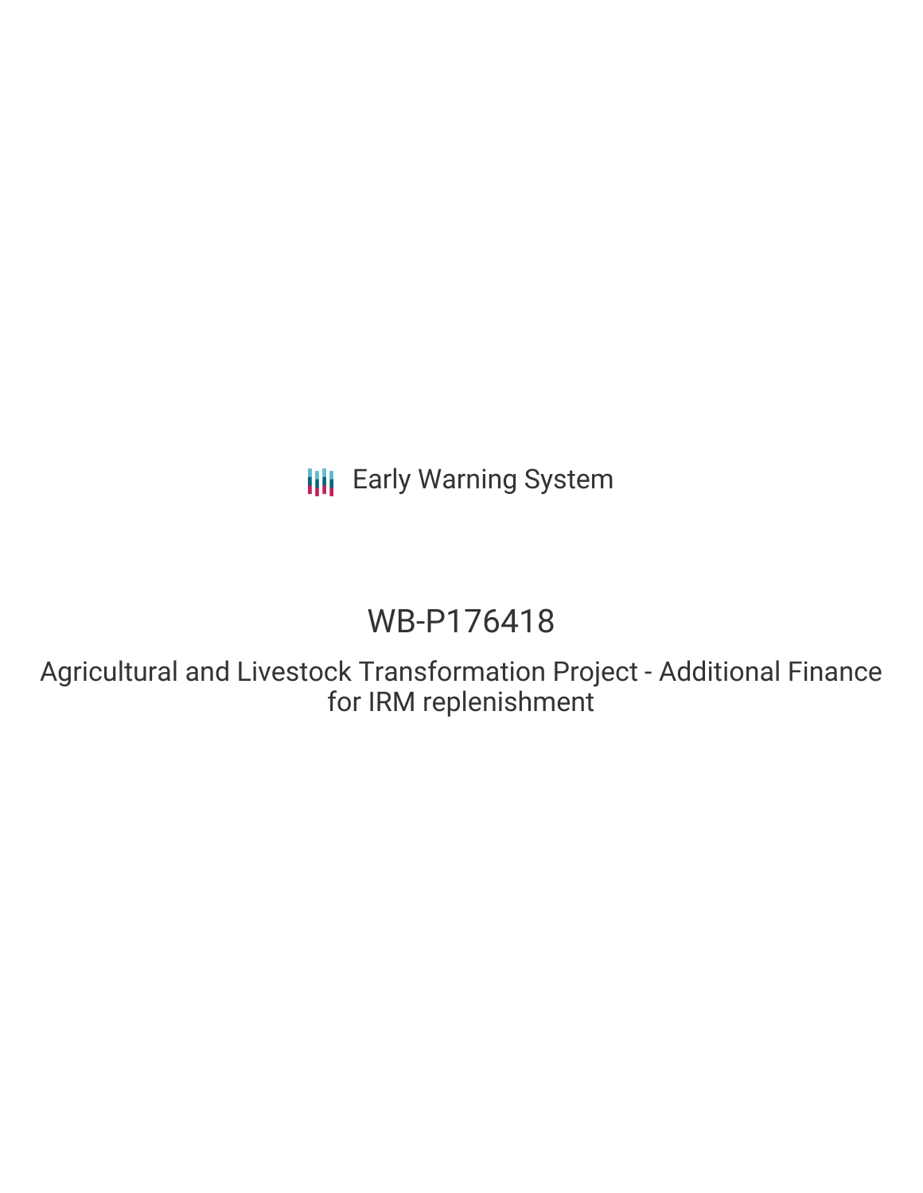Early Warning System

# WB-P176418

## Agricultural and Livestock Transformation Project - Additional Finance for IRM replenishment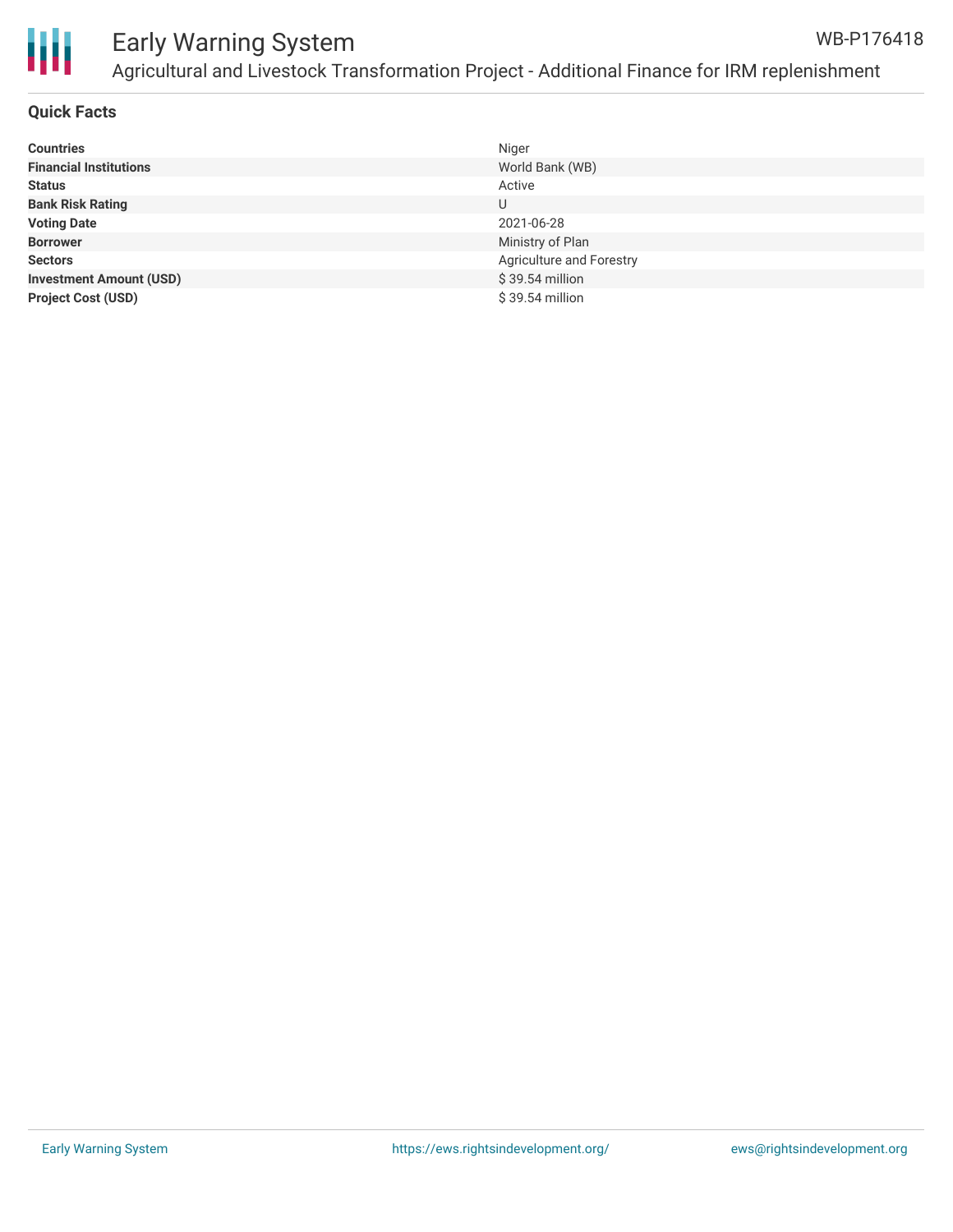## Quick Facts

| | |
|---|---|
| **Countries** | Niger |
| **Financial Institutions** | World Bank (WB) |
| **Status** | Active |
| **Bank Risk Rating** | U |
| **Voting Date** | 2021-06-28 |
| **Borrower** | Ministry of Plan |
| **Sectors** | Agriculture and Forestry |
| **Investment Amount (USD)** | $ 39.54 million |
| **Project Cost (USD)** | $ 39.54 million |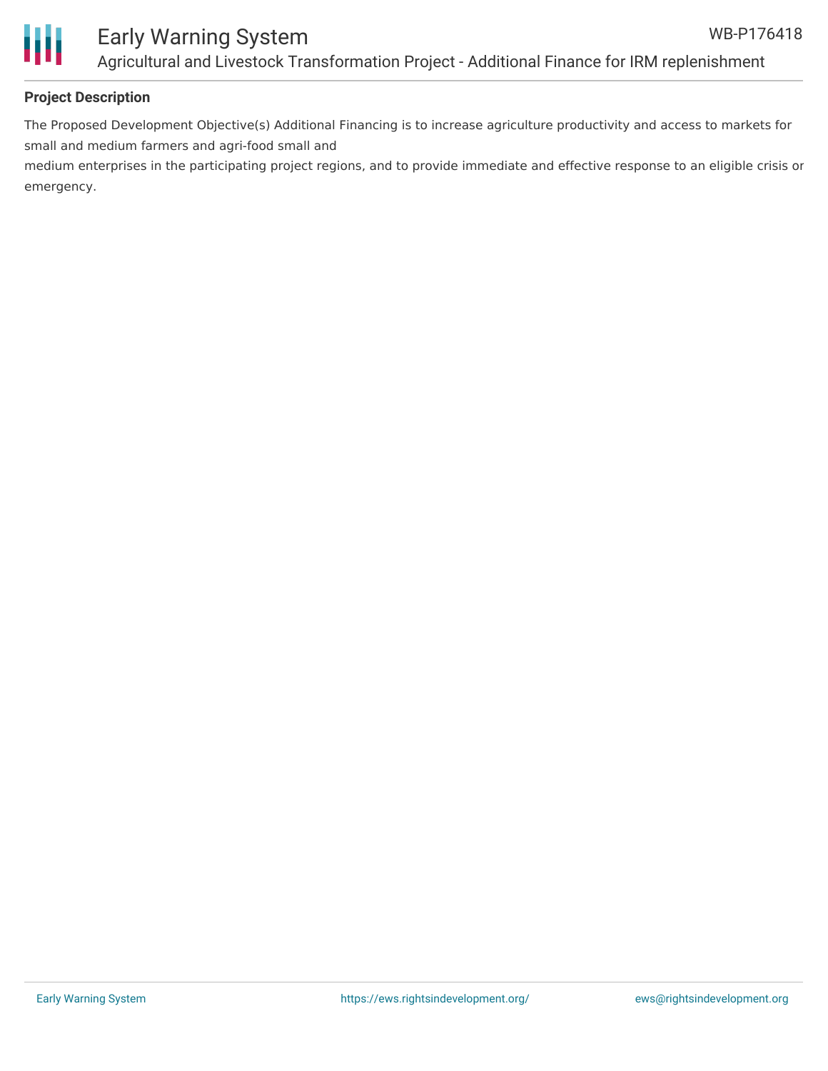**Project Description**

The Proposed Development Objective(s) Additional Financing is to increase agriculture productivity and access to markets for small and medium farmers and agri-food small and
medium enterprises in the participating project regions, and to provide immediate and effective response to an eligible crisis or emergency.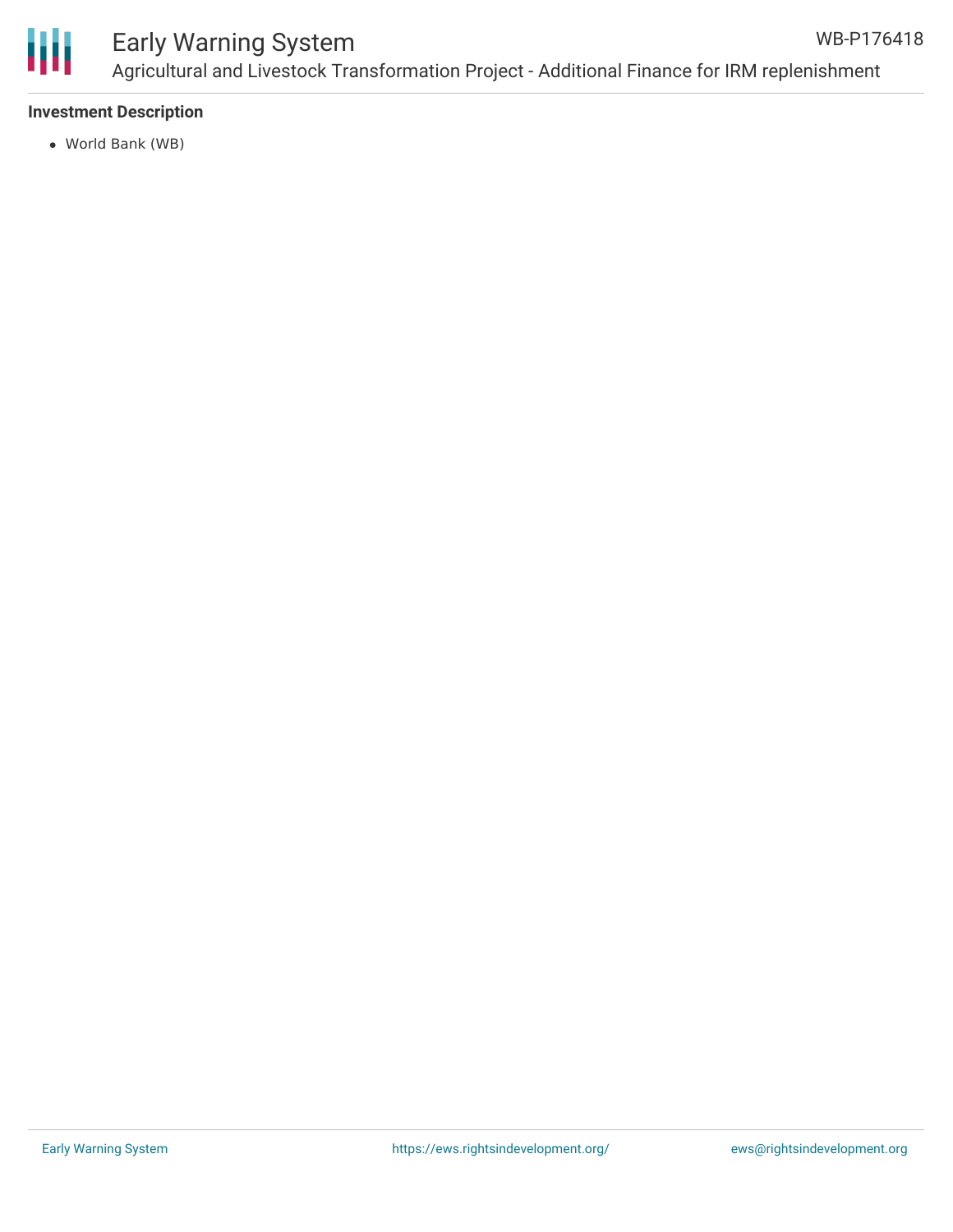**Investment Description**

- World Bank (WB)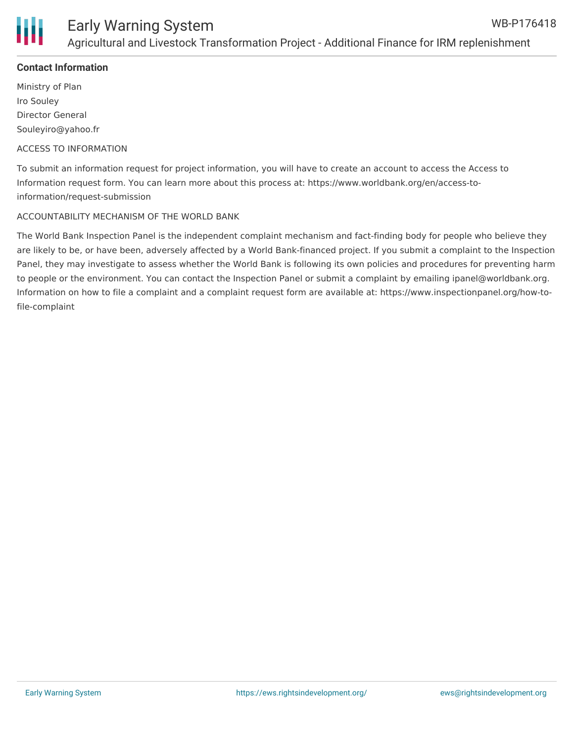**Contact Information**

Ministry of Plan
Iro Souley
Director General
Souleyiro@yahoo.fr

ACCESS TO INFORMATION

To submit an information request for project information, you will have to create an account to access the Access to Information request form. You can learn more about this process at: https://www.worldbank.org/en/access-to-information/request-submission

ACCOUNTABILITY MECHANISM OF THE WORLD BANK

The World Bank Inspection Panel is the independent complaint mechanism and fact-finding body for people who believe they are likely to be, or have been, adversely affected by a World Bank-financed project. If you submit a complaint to the Inspection Panel, they may investigate to assess whether the World Bank is following its own policies and procedures for preventing harm to people or the environment. You can contact the Inspection Panel or submit a complaint by emailing ipanel@worldbank.org. Information on how to file a complaint and a complaint request form are available at: https://www.inspectionpanel.org/how-to-file-complaint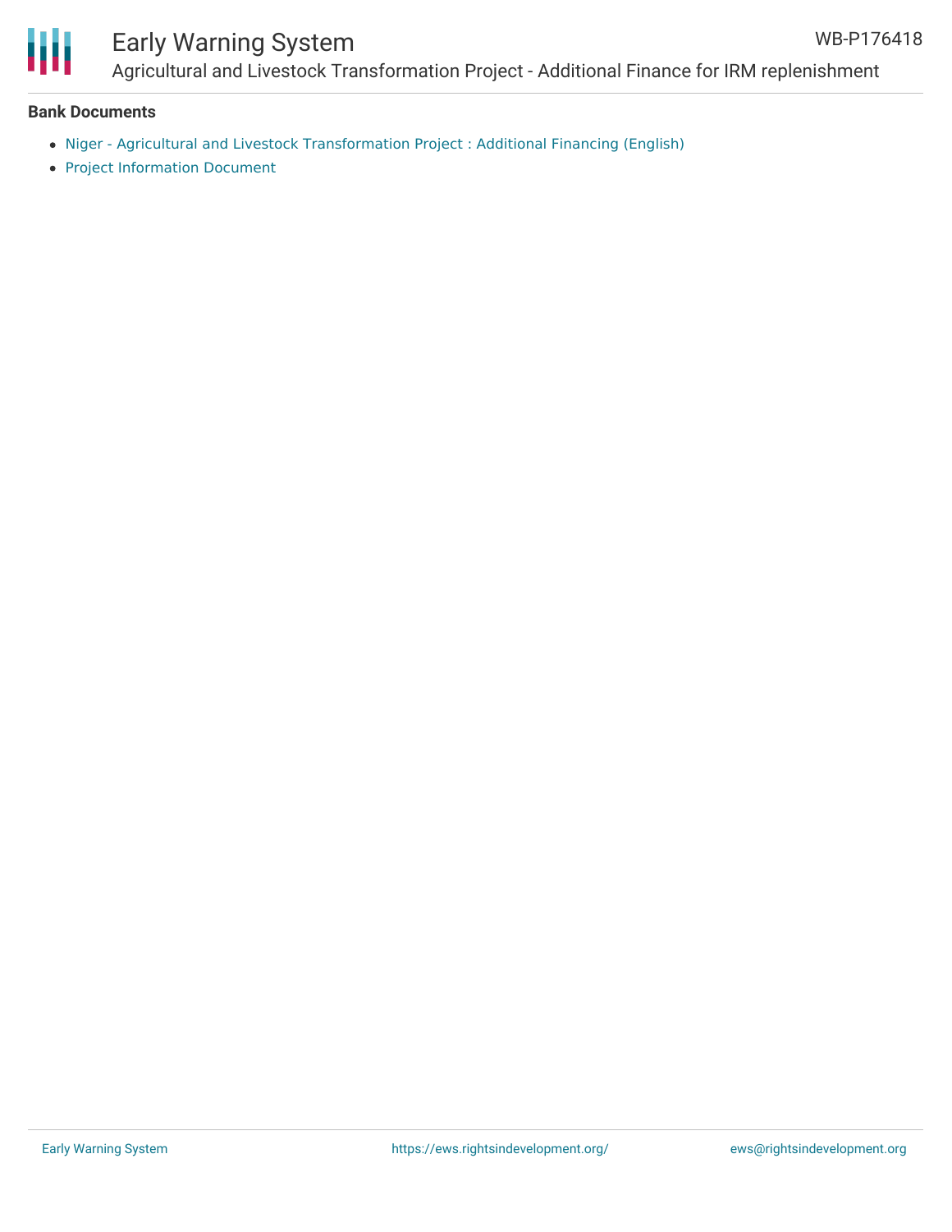**Bank Documents**

- Niger - Agricultural and Livestock Transformation Project : Additional Financing (English)
- Project Information Document